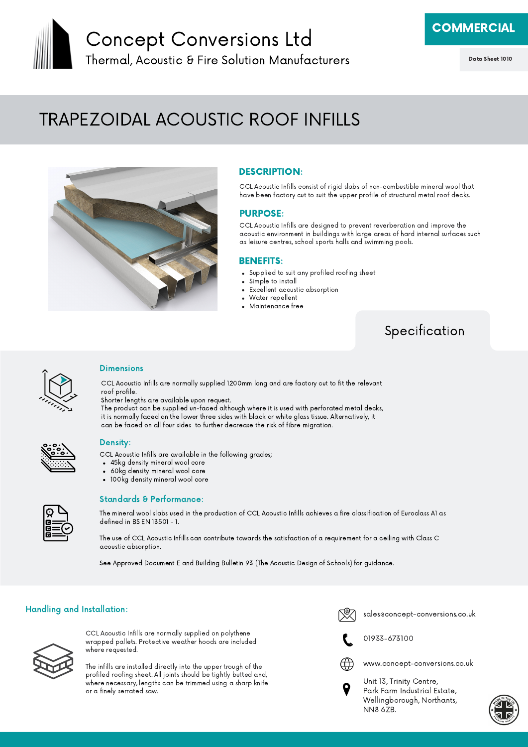# Concept Conversions Ltd

Thermal, Acoustic & Fire Solution Manufacturers

**COMMERCIAL**

**Data Sheet 1010**

# TRAPEZOIDAL ACOUSTIC ROOF INFILLS

## DESCRIPTION:

CCL Acoustic Infills consist of rigid slabs of non-combustible mineral wool that have been factory cut to suit the upper profile of structural metal roof decks.

## PURPOSE:

CCL Acoustic Infills are designed to prevent reverberation and improve the acoustic environment in buildings with large areas of hard internal surfaces such as leisure centres, school sports halls and swimming pools.

## BENEFITS:

- Supplied to suit any profiled roofing sheet
- Simple to install
- Excellent acoustic absorption
- Water repellent
- Maintenance free

## Specification

### Dimensions

CCL Acoustic Infills are normally supplied 1200mm long and are factory cut to fit the relevant roof profile.
Shorter lengths are available upon request.
The product can be supplied un-faced although where it is used with perforated metal decks, it is normally faced on the lower three sides with black or white glass tissue. Alternatively, it can be faced on all four sides to further decrease the risk of fibre migration.

### Density:

CCL Acoustic Infills are available in the following grades;

- 45kg density mineral wool core
- 60kg density mineral wool core
- 100kg density mineral wool core

### Standards & Performance:

The mineral wool slabs used in the production of CCL Acoustic Infills achieves a fire classification of Euroclass A1 as defined in BS EN 13501 - 1.

The use of CCL Acoustic Infills can contribute towards the satisfaction of a requirement for a ceiling with Class C acoustic absorption.

See Approved Document E and Building Bulletin 93 (The Acoustic Design of Schools) for guidance.

### Handling and Installation:

CCL Acoustic Infills are normally supplied on polythene wrapped pallets. Protective weather hoods are included where requested.

The infills are installed directly into the upper trough of the profiled roofing sheet. All joints should be tightly butted and, where necessary, lengths can be trimmed using a sharp knife or a finely serrated saw.

sales@concept-conversions.co.uk

01933-673100

www.concept-conversions.co.uk

Unit 13, Trinity Centre,
Park Farm Industrial Estate,
Wellingborough, Northants,
NN8 6ZB.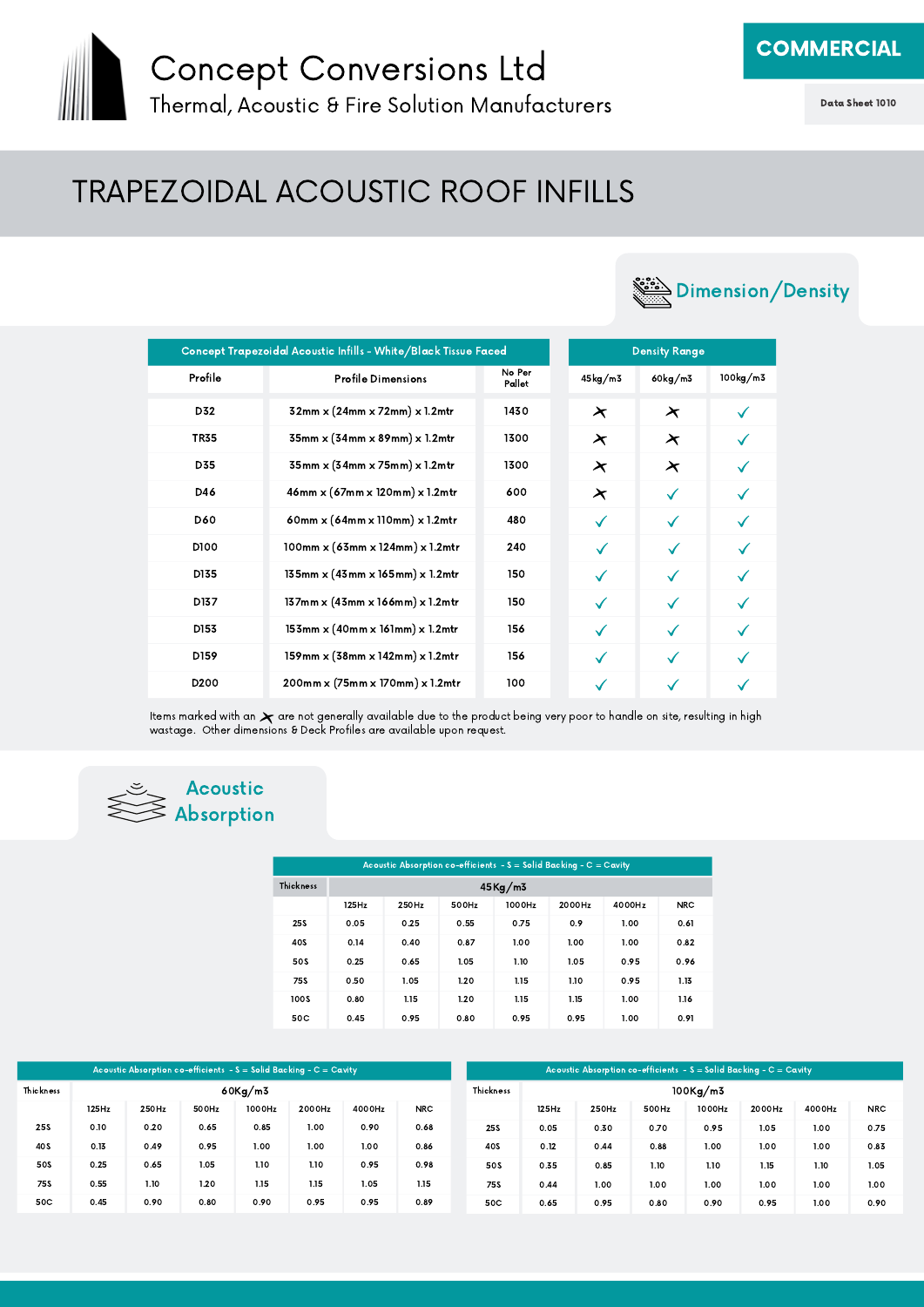# Concept Conversions Ltd

Thermal, Acoustic & Fire Solution Manufacturers

**COMMERCIAL**

Data Sheet 1010

# TRAPEZOIDAL ACOUSTIC ROOF INFILLS

## Dimension/Density

| Concept Trapezoidal Acoustic Infills - White/Black Tissue Faced | | | Density Range | | |
|---|---|---|---|---|---|
| Profile | Profile Dimensions | No Per Pallet | 45kg/m3 | 60kg/m3 | 100kg/m3 |
| D32 | 32mm x (24mm x 72mm) x 1.2mtr | 1430 | ✗ | ✗ | ✓ |
| TR35 | 35mm x (34mm x 89mm) x 1.2mtr | 1300 | ✗ | ✗ | ✓ |
| D35 | 35mm x (34mm x 75mm) x 1.2mtr | 1300 | ✗ | ✗ | ✓ |
| D46 | 46mm x (67mm x 120mm) x 1.2mtr | 600 | ✗ | ✓ | ✓ |
| D60 | 60mm x (64mm x 110mm) x 1.2mtr | 480 | ✓ | ✓ | ✓ |
| D100 | 100mm x (63mm x 124mm) x 1.2mtr | 240 | ✓ | ✓ | ✓ |
| D135 | 135mm x (43mm x 165mm) x 1.2mtr | 150 | ✓ | ✓ | ✓ |
| D137 | 137mm x (43mm x 166mm) x 1.2mtr | 150 | ✓ | ✓ | ✓ |
| D153 | 153mm x (40mm x 161mm) x 1.2mtr | 156 | ✓ | ✓ | ✓ |
| D159 | 159mm x (38mm x 142mm) x 1.2mtr | 156 | ✓ | ✓ | ✓ |
| D200 | 200mm x (75mm x 170mm) x 1.2mtr | 100 | ✓ | ✓ | ✓ |

Items marked with an ✗ are not generally available due to the product being very poor to handle on site, resulting in high wastage. Other dimensions & Deck Profiles are available upon request.

## Acoustic Absorption

**Acoustic Absorption co-efficients - S = Solid Backing - C = Cavity**

| Thickness | 45Kg/m3 | | | | | | |
|---|---|---|---|---|---|---|---|
| | 125Hz | 250Hz | 500Hz | 1000Hz | 2000Hz | 4000Hz | NRC |
| 25S | 0.05 | 0.25 | 0.55 | 0.75 | 0.9 | 1.00 | 0.61 |
| 40S | 0.14 | 0.40 | 0.87 | 1.00 | 1.00 | 1.00 | 0.82 |
| 50S | 0.25 | 0.65 | 1.05 | 1.10 | 1.05 | 0.95 | 0.96 |
| 75S | 0.50 | 1.05 | 1.20 | 1.15 | 1.10 | 0.95 | 1.13 |
| 100S | 0.80 | 1.15 | 1.20 | 1.15 | 1.15 | 1.00 | 1.16 |
| 50C | 0.45 | 0.95 | 0.80 | 0.95 | 0.95 | 1.00 | 0.91 |

**Acoustic Absorption co-efficients - S = Solid Backing - C = Cavity**

| Thickness | 60Kg/m3 | | | | | | |
|---|---|---|---|---|---|---|---|
| | 125Hz | 250Hz | 500Hz | 1000Hz | 2000Hz | 4000Hz | NRC |
| 25S | 0.10 | 0.20 | 0.65 | 0.85 | 1.00 | 0.90 | 0.68 |
| 40S | 0.13 | 0.49 | 0.95 | 1.00 | 1.00 | 1.00 | 0.86 |
| 50S | 0.25 | 0.65 | 1.05 | 1.10 | 1.10 | 0.95 | 0.98 |
| 75S | 0.55 | 1.10 | 1.20 | 1.15 | 1.15 | 1.05 | 1.15 |
| 50C | 0.45 | 0.90 | 0.80 | 0.90 | 0.95 | 0.95 | 0.89 |

**Acoustic Absorption co-efficients - S = Solid Backing - C = Cavity**

| Thickness | 100Kg/m3 | | | | | | |
|---|---|---|---|---|---|---|---|
| | 125Hz | 250Hz | 500Hz | 1000Hz | 2000Hz | 4000Hz | NRC |
| 25S | 0.05 | 0.30 | 0.70 | 0.95 | 1.05 | 1.00 | 0.75 |
| 40S | 0.12 | 0.44 | 0.88 | 1.00 | 1.00 | 1.00 | 0.83 |
| 50S | 0.35 | 0.85 | 1.10 | 1.10 | 1.15 | 1.10 | 1.05 |
| 75S | 0.44 | 1.00 | 1.00 | 1.00 | 1.00 | 1.00 | 1.00 |
| 50C | 0.65 | 0.95 | 0.80 | 0.90 | 0.95 | 1.00 | 0.90 |